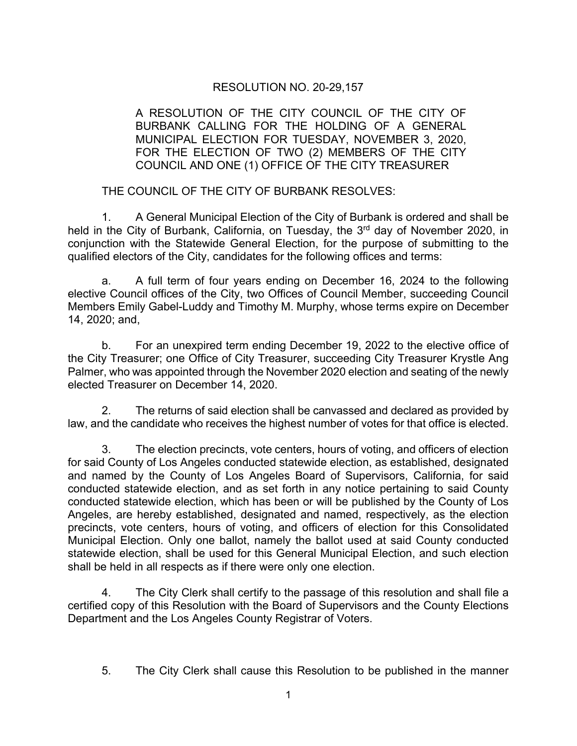# RESOLUTION NO. 20-29,157

A RESOLUTION OF THE CITY COUNCIL OF THE CITY OF BURBANK CALLING FOR THE HOLDING OF A GENERAL MUNICIPAL ELECTION FOR TUESDAY, NOVEMBER 3, 2020, FOR THE ELECTION OF TWO (2) MEMBERS OF THE CITY COUNCIL AND ONE (1) OFFICE OF THE CITY TREASURER

THE COUNCIL OF THE CITY OF BURBANK RESOLVES:

1. A General Municipal Election of the City of Burbank is ordered and shall be held in the City of Burbank, California, on Tuesday, the 3rd day of November 2020, in conjunction with the Statewide General Election, for the purpose of submitting to the qualified electors of the City, candidates for the following offices and terms:

a. A full term of four years ending on December 16, 2024 to the following elective Council offices of the City, two Offices of Council Member, succeeding Council Members Emily Gabel-Luddy and Timothy M. Murphy, whose terms expire on December 14, 2020; and,

b. For an unexpired term ending December 19, 2022 to the elective office of the City Treasurer; one Office of City Treasurer, succeeding City Treasurer Krystle Ang Palmer, who was appointed through the November 2020 election and seating of the newly elected Treasurer on December 14, 2020.

2. The returns of said election shall be canvassed and declared as provided by law, and the candidate who receives the highest number of votes for that office is elected.

3. The election precincts, vote centers, hours of voting, and officers of election for said County of Los Angeles conducted statewide election, as established, designated and named by the County of Los Angeles Board of Supervisors, California, for said conducted statewide election, and as set forth in any notice pertaining to said County conducted statewide election, which has been or will be published by the County of Los Angeles, are hereby established, designated and named, respectively, as the election precincts, vote centers, hours of voting, and officers of election for this Consolidated Municipal Election. Only one ballot, namely the ballot used at said County conducted statewide election, shall be used for this General Municipal Election, and such election shall be held in all respects as if there were only one election.

4. The City Clerk shall certify to the passage of this resolution and shall file a certified copy of this Resolution with the Board of Supervisors and the County Elections Department and the Los Angeles County Registrar of Voters.

5. The City Clerk shall cause this Resolution to be published in the manner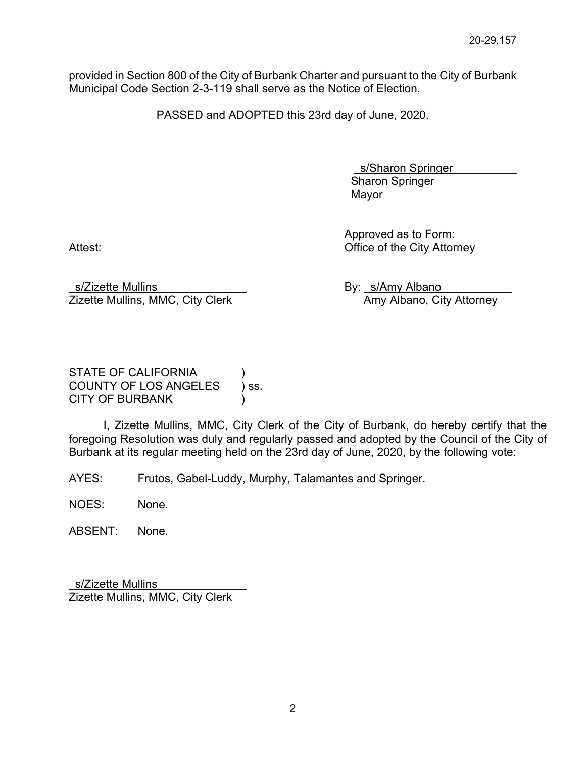provided in Section 800 of the City of Burbank Charter and pursuant to the City of Burbank Municipal Code Section 2-3-119 shall serve as the Notice of Election.

PASSED and ADOPTED this 23rd day of June, 2020.

s/Sharon Springer
Sharon Springer
Mayor

Attest:

s/Zizette Mullins
Zizette Mullins, MMC, City Clerk

Approved as to Form:
Office of the City Attorney

By: s/Amy Albano
Amy Albano, City Attorney

STATE OF CALIFORNIA )
COUNTY OF LOS ANGELES ) ss.
CITY OF BURBANK )

I, Zizette Mullins, MMC, City Clerk of the City of Burbank, do hereby certify that the foregoing Resolution was duly and regularly passed and adopted by the Council of the City of Burbank at its regular meeting held on the 23rd day of June, 2020, by the following vote:

AYES: Frutos, Gabel-Luddy, Murphy, Talamantes and Springer.

NOES: None.

ABSENT: None.

s/Zizette Mullins
Zizette Mullins, MMC, City Clerk